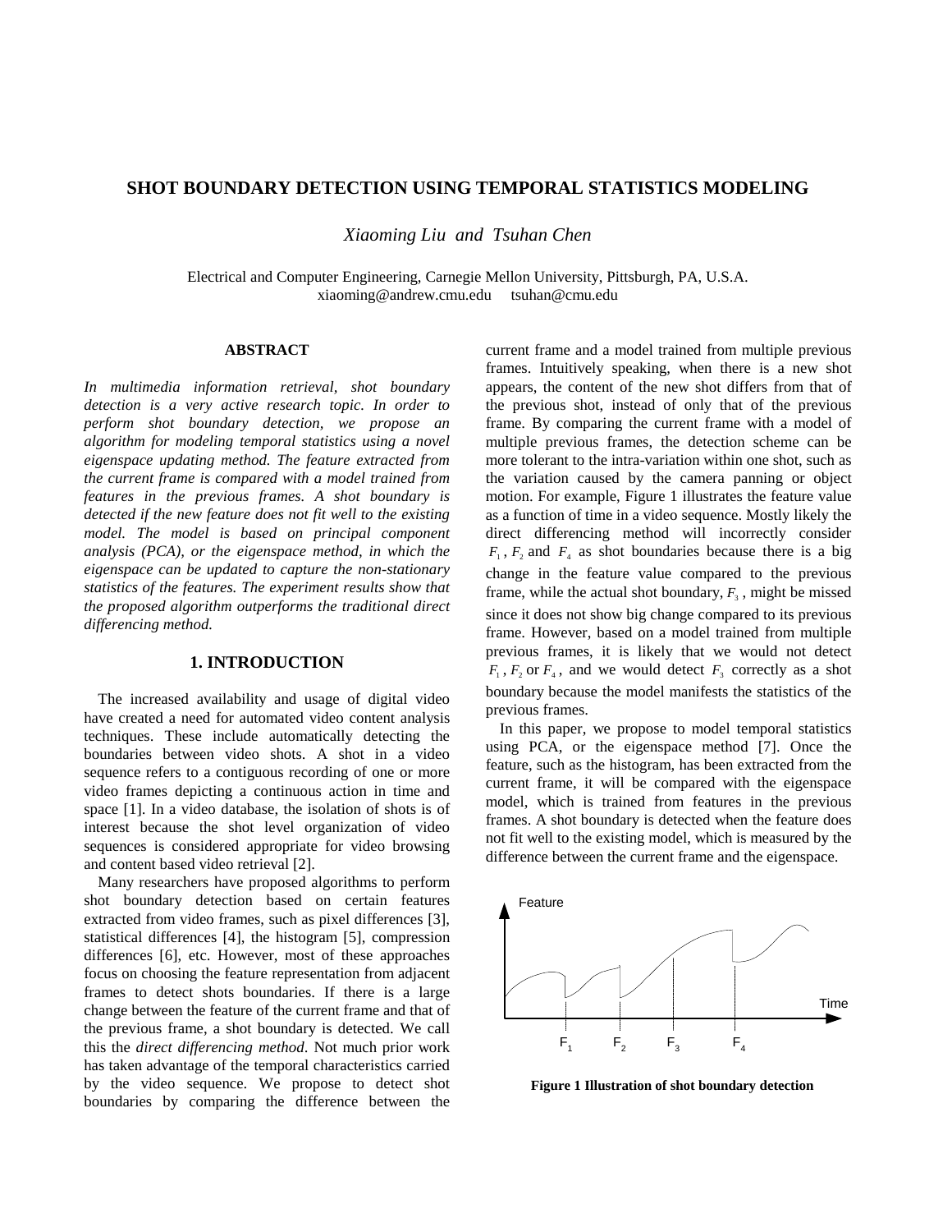# SHOT BOUNDARY DETECTION USING TEMPORAL STATISTICS MODELING

*Xiaoming Liu and Tsuhan Chen*

Electrical and Computer Engineering, Carnegie Mellon University, Pittsburgh, PA, U.S.A.
xiaoming@andrew.cmu.edu tsuhan@cmu.edu

## ABSTRACT

*In multimedia information retrieval, shot boundary detection is a very active research topic. In order to perform shot boundary detection, we propose an algorithm for modeling temporal statistics using a novel eigenspace updating method. The feature extracted from the current frame is compared with a model trained from features in the previous frames. A shot boundary is detected if the new feature does not fit well to the existing model. The model is based on principal component analysis (PCA), or the eigenspace method, in which the eigenspace can be updated to capture the non-stationary statistics of the features. The experiment results show that the proposed algorithm outperforms the traditional direct differencing method.*

## 1. INTRODUCTION

The increased availability and usage of digital video have created a need for automated video content analysis techniques. These include automatically detecting the boundaries between video shots. A shot in a video sequence refers to a contiguous recording of one or more video frames depicting a continuous action in time and space [1]. In a video database, the isolation of shots is of interest because the shot level organization of video sequences is considered appropriate for video browsing and content based video retrieval [2].

Many researchers have proposed algorithms to perform shot boundary detection based on certain features extracted from video frames, such as pixel differences [3], statistical differences [4], the histogram [5], compression differences [6], etc. However, most of these approaches focus on choosing the feature representation from adjacent frames to detect shots boundaries. If there is a large change between the feature of the current frame and that of the previous frame, a shot boundary is detected. We call this the *direct differencing method*. Not much prior work has taken advantage of the temporal characteristics carried by the video sequence. We propose to detect shot boundaries by comparing the difference between the current frame and a model trained from multiple previous frames. Intuitively speaking, when there is a new shot appears, the content of the new shot differs from that of the previous shot, instead of only that of the previous frame. By comparing the current frame with a model of multiple previous frames, the detection scheme can be more tolerant to the intra-variation within one shot, such as the variation caused by the camera panning or object motion. For example, Figure 1 illustrates the feature value as a function of time in a video sequence. Mostly likely the direct differencing method will incorrectly consider $F_1$, $F_2$ and $F_4$ as shot boundaries because there is a big change in the feature value compared to the previous frame, while the actual shot boundary, $F_3$, might be missed since it does not show big change compared to its previous frame. However, based on a model trained from multiple previous frames, it is likely that we would not detect $F_1$, $F_2$ or $F_4$, and we would detect $F_3$ correctly as a shot boundary because the model manifests the statistics of the previous frames.

In this paper, we propose to model temporal statistics using PCA, or the eigenspace method [7]. Once the feature, such as the histogram, has been extracted from the current frame, it will be compared with the eigenspace model, which is trained from features in the previous frames. A shot boundary is detected when the feature does not fit well to the existing model, which is measured by the difference between the current frame and the eigenspace.

**Figure 1 Illustration of shot boundary detection**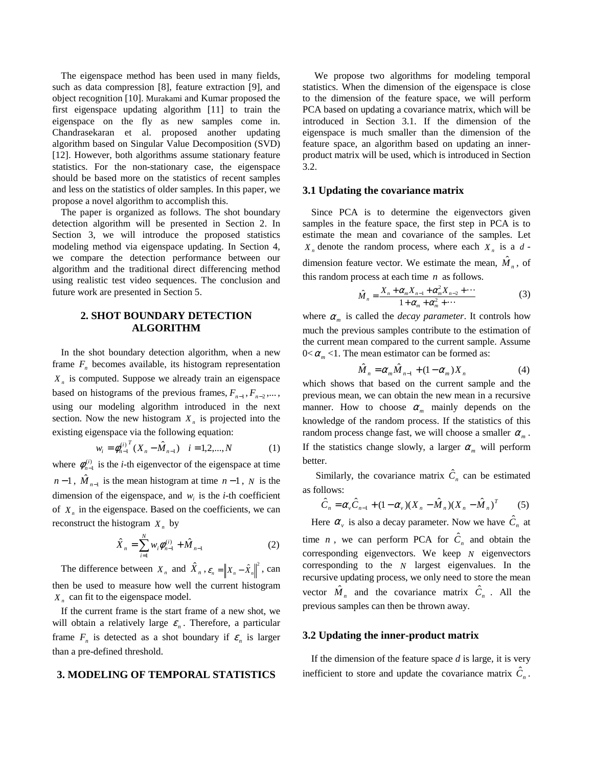The eigenspace method has been used in many fields, such as data compression [8], feature extraction [9], and object recognition [10]. Murakami and Kumar proposed the first eigenspace updating algorithm [11] to train the eigenspace on the fly as new samples come in. Chandrasekaran et al. proposed another updating algorithm based on Singular Value Decomposition (SVD) [12]. However, both algorithms assume stationary feature statistics. For the non-stationary case, the eigenspace should be based more on the statistics of recent samples and less on the statistics of older samples. In this paper, we propose a novel algorithm to accomplish this.

The paper is organized as follows. The shot boundary detection algorithm will be presented in Section 2. In Section 3, we will introduce the proposed statistics modeling method via eigenspace updating. In Section 4, we compare the detection performance between our algorithm and the traditional direct differencing method using realistic test video sequences. The conclusion and future work are presented in Section 5.

## 2. SHOT BOUNDARY DETECTION ALGORITHM

In the shot boundary detection algorithm, when a new frame $F_n$ becomes available, its histogram representation $X_n$ is computed. Suppose we already train an eigenspace based on histograms of the previous frames, $F_{n-1}, F_{n-2}, \ldots$, using our modeling algorithm introduced in the next section. Now the new histogram $X_n$ is projected into the existing eigenspace via the following equation:

$$w_i = \phi_{n-1}^{(i)\,T}(X_n - \hat{M}_{n-1}) \quad i = 1,2,\ldots,N \tag{1}$$

where $\phi_{n-1}^{(i)}$ is the *i*-th eigenvector of the eigenspace at time $n-1$, $\hat{M}_{n-1}$ is the mean histogram at time $n-1$, $N$ is the dimension of the eigenspace, and $w_i$ is the *i*-th coefficient of $X_n$ in the eigenspace. Based on the coefficients, we can reconstruct the histogram $X_n$ by

$$\hat{X}_n = \sum_{i=1}^{N} w_i \phi_{n-1}^{(i)} + \hat{M}_{n-1} \tag{2}$$

The difference between $X_n$ and $\hat{X}_n$, $\varepsilon_n = \left\| X_n - \hat{X}_n \right\|^2$, can then be used to measure how well the current histogram $X_n$ can fit to the eigenspace model.

If the current frame is the start frame of a new shot, we will obtain a relatively large $\varepsilon_n$. Therefore, a particular frame $F_n$ is detected as a shot boundary if $\varepsilon_n$ is larger than a pre-defined threshold.

## 3. MODELING OF TEMPORAL STATISTICS

We propose two algorithms for modeling temporal statistics. When the dimension of the eigenspace is close to the dimension of the feature space, we will perform PCA based on updating a covariance matrix, which will be introduced in Section 3.1. If the dimension of the eigenspace is much smaller than the dimension of the feature space, an algorithm based on updating an inner-product matrix will be used, which is introduced in Section 3.2.

### 3.1 Updating the covariance matrix

Since PCA is to determine the eigenvectors given samples in the feature space, the first step in PCA is to estimate the mean and covariance of the samples. Let $X_n$ denote the random process, where each $X_n$ is a $d$-dimension feature vector. We estimate the mean, $\hat{M}_n$, of this random process at each time $n$ as follows.

$$\hat{M}_n = \frac{X_n + \alpha_m X_{n-1} + \alpha_m^2 X_{n-2} + \cdots}{1 + \alpha_m + \alpha_m^2 + \cdots} \tag{3}$$

where $\alpha_m$ is called the *decay parameter*. It controls how much the previous samples contribute to the estimation of the current mean compared to the current sample. Assume $0 < \alpha_m < 1$. The mean estimator can be formed as:

$$\hat{M}_n = \alpha_m \hat{M}_{n-1} + (1 - \alpha_m) X_n \tag{4}$$

which shows that based on the current sample and the previous mean, we can obtain the new mean in a recursive manner. How to choose $\alpha_m$ mainly depends on the knowledge of the random process. If the statistics of this random process change fast, we will choose a smaller $\alpha_m$. If the statistics change slowly, a larger $\alpha_m$ will perform better.

Similarly, the covariance matrix $\hat{C}_n$ can be estimated as follows:

$$\hat{C}_n = \alpha_v \hat{C}_{n-1} + (1 - \alpha_v)(X_n - \hat{M}_n)(X_n - \hat{M}_n)^T \tag{5}$$

Here $\alpha_v$ is also a decay parameter. Now we have $\hat{C}_n$ at time $n$, we can perform PCA for $\hat{C}_n$ and obtain the corresponding eigenvectors. We keep $N$ eigenvectors corresponding to the $N$ largest eigenvalues. In the recursive updating process, we only need to store the mean vector $\hat{M}_n$ and the covariance matrix $\hat{C}_n$. All the previous samples can then be thrown away.

### 3.2 Updating the inner-product matrix

If the dimension of the feature space *d* is large, it is very inefficient to store and update the covariance matrix $\hat{C}_n$.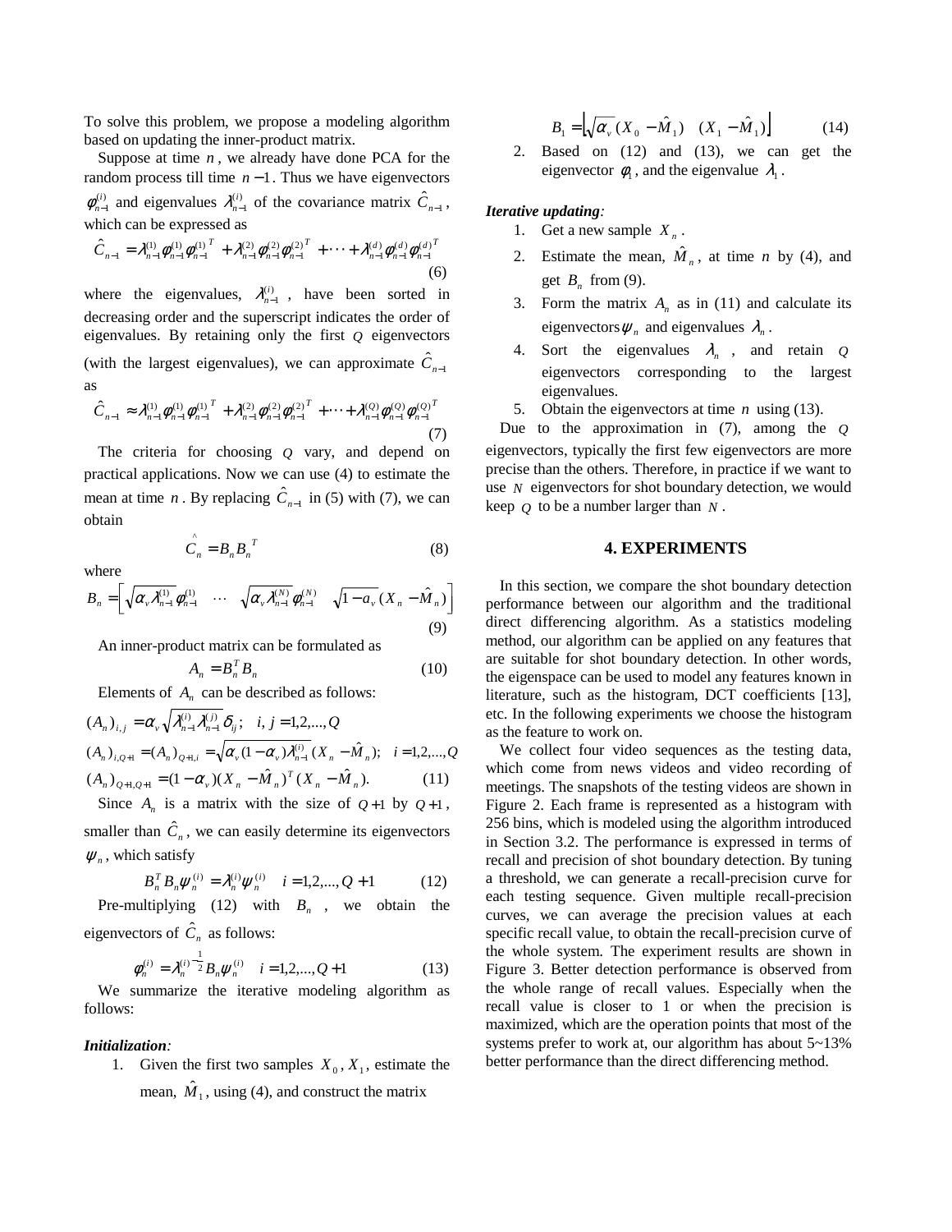To solve this problem, we propose a modeling algorithm based on updating the inner-product matrix.

Suppose at time $n$, we already have done PCA for the random process till time $n-1$. Thus we have eigenvectors $\phi_{n-1}^{(i)}$ and eigenvalues $\lambda_{n-1}^{(i)}$ of the covariance matrix $\hat{C}_{n-1}$, which can be expressed as

$$\hat{C}_{n-1} = \lambda_{n-1}^{(1)}\phi_{n-1}^{(1)}\phi_{n-1}^{(1)T} + \lambda_{n-1}^{(2)}\phi_{n-1}^{(2)}\phi_{n-1}^{(2)T} + \cdots + \lambda_{n-1}^{(d)}\phi_{n-1}^{(d)}\phi_{n-1}^{(d)T} \quad (6)$$

where the eigenvalues, $\lambda_{n-1}^{(i)}$, have been sorted in decreasing order and the superscript indicates the order of eigenvalues. By retaining only the first $Q$ eigenvectors (with the largest eigenvalues), we can approximate $\hat{C}_{n-1}$ as

$$\hat{C}_{n-1} \approx \lambda_{n-1}^{(1)}\phi_{n-1}^{(1)}\phi_{n-1}^{(1)T} + \lambda_{n-1}^{(2)}\phi_{n-1}^{(2)}\phi_{n-1}^{(2)T} + \cdots + \lambda_{n-1}^{(Q)}\phi_{n-1}^{(Q)}\phi_{n-1}^{(Q)T} \quad (7)$$

The criteria for choosing $Q$ vary, and depend on practical applications. Now we can use (4) to estimate the mean at time $n$. By replacing $\hat{C}_{n-1}$ in (5) with (7), we can obtain

$$\hat{C}_n = B_n B_n^T \quad (8)$$

where

$$B_n = \left[ \sqrt{\alpha_v \lambda_{n-1}^{(1)}}\phi_{n-1}^{(1)} \quad \cdots \quad \sqrt{\alpha_v \lambda_{n-1}^{(N)}}\phi_{n-1}^{(N)} \quad \sqrt{1-a_v}\,(X_n - \hat{M}_n) \right] \quad (9)$$

An inner-product matrix can be formulated as

$$A_n = B_n^T B_n \quad (10)$$

Elements of $A_n$ can be described as follows:

$$\begin{aligned}
(A_n)_{i,j} &= \alpha_v \sqrt{\lambda_{n-1}^{(i)}\lambda_{n-1}^{(j)}}\,\delta_{ij}; \quad i,j = 1,2,\ldots,Q \\
(A_n)_{i,Q+1} &= (A_n)_{Q+1,i} = \sqrt{\alpha_v(1-\alpha_v)\lambda_{n-1}^{(i)}}\,(X_n - \hat{M}_n); \quad i = 1,2,\ldots,Q \\
(A_n)_{Q+1,Q+1} &= (1-\alpha_v)(X_n - \hat{M}_n)^T (X_n - \hat{M}_n).
\end{aligned} \quad (11)$$

Since $A_n$ is a matrix with the size of $Q+1$ by $Q+1$, smaller than $\hat{C}_n$, we can easily determine its eigenvectors $\psi_n$, which satisfy

$$B_n^T B_n \psi_n^{(i)} = \lambda_n^{(i)} \psi_n^{(i)} \quad i = 1,2,\ldots,Q+1 \quad (12)$$

Pre-multiplying (12) with $B_n$, we obtain the eigenvectors of $\hat{C}_n$ as follows:

$$\phi_n^{(i)} = \lambda_n^{(i)^{-\frac{1}{2}}} B_n \psi_n^{(i)} \quad i = 1,2,\ldots,Q+1 \quad (13)$$

We summarize the iterative modeling algorithm as follows:

***Initialization:***

1. Given the first two samples $X_0, X_1$, estimate the mean, $\hat{M}_1$, using (4), and construct the matrix

$$B_1 = \left\lfloor \sqrt{\alpha_v}\,(X_0 - \hat{M}_1) \quad (X_1 - \hat{M}_1) \right\rfloor \quad (14)$$

2. Based on (12) and (13), we can get the eigenvector $\phi_1$, and the eigenvalue $\lambda_1$.

***Iterative updating:***

1. Get a new sample $X_n$.
2. Estimate the mean, $\hat{M}_n$, at time $n$ by (4), and get $B_n$ from (9).
3. Form the matrix $A_n$ as in (11) and calculate its eigenvectors $\psi_n$ and eigenvalues $\lambda_n$.
4. Sort the eigenvalues $\lambda_n$, and retain $Q$ eigenvectors corresponding to the largest eigenvalues.
5. Obtain the eigenvectors at time $n$ using (13).

Due to the approximation in (7), among the $Q$ eigenvectors, typically the first few eigenvectors are more precise than the others. Therefore, in practice if we want to use $N$ eigenvectors for shot boundary detection, we would keep $Q$ to be a number larger than $N$.

## 4. EXPERIMENTS

In this section, we compare the shot boundary detection performance between our algorithm and the traditional direct differencing algorithm. As a statistics modeling method, our algorithm can be applied on any features that are suitable for shot boundary detection. In other words, the eigenspace can be used to model any features known in literature, such as the histogram, DCT coefficients [13], etc. In the following experiments we choose the histogram as the feature to work on.

We collect four video sequences as the testing data, which come from news videos and video recording of meetings. The snapshots of the testing videos are shown in Figure 2. Each frame is represented as a histogram with 256 bins, which is modeled using the algorithm introduced in Section 3.2. The performance is expressed in terms of recall and precision of shot boundary detection. By tuning a threshold, we can generate a recall-precision curve for each testing sequence. Given multiple recall-precision curves, we can average the precision values at each specific recall value, to obtain the recall-precision curve of the whole system. The experiment results are shown in Figure 3. Better detection performance is observed from the whole range of recall values. Especially when the recall value is closer to 1 or when the precision is maximized, which are the operation points that most of the systems prefer to work at, our algorithm has about 5~13% better performance than the direct differencing method.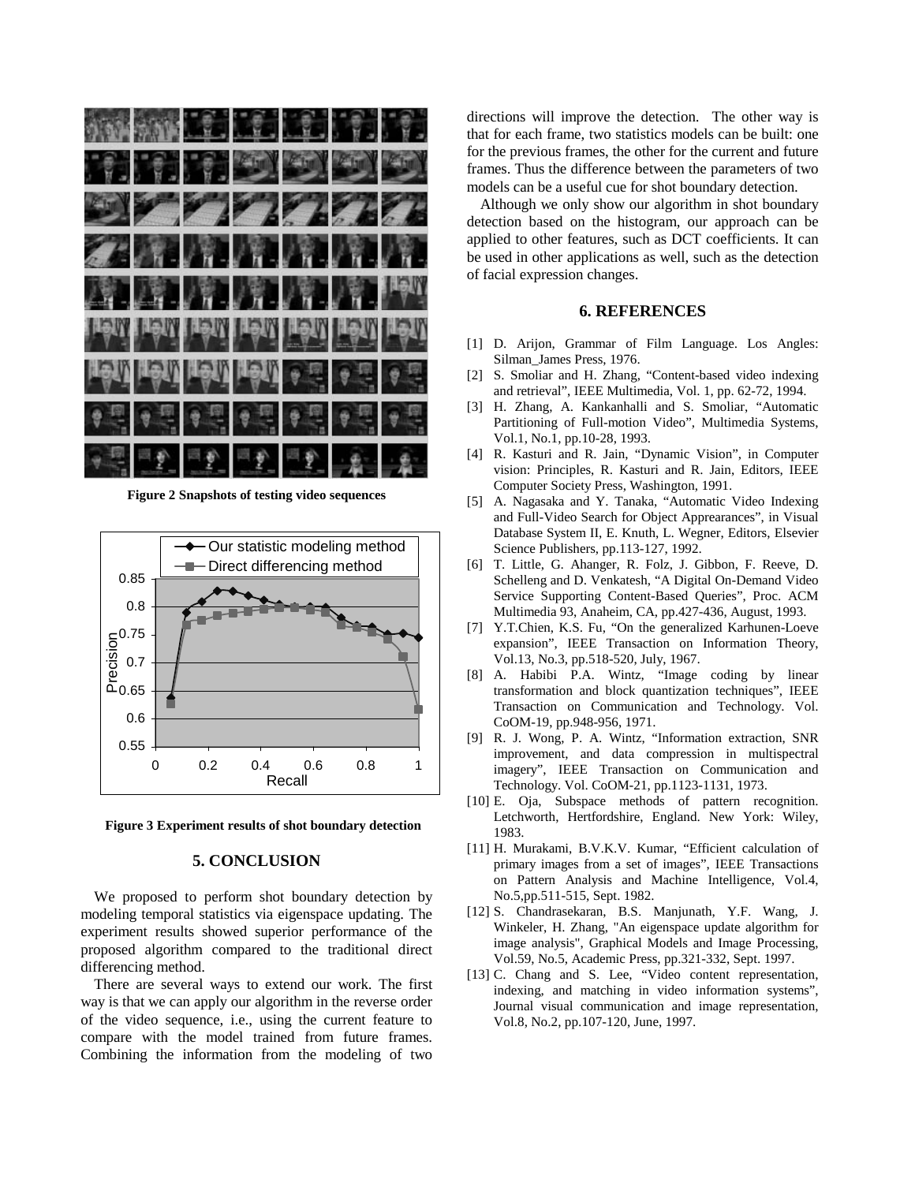Figure 2 Snapshots of testing video sequences

Our statistic modeling method
Direct differencing method
0.85
0.8
0.75
0.7
0.65
0.6
0.55
Precision
0
0.2
0.4
0.6
0.8
1
Recall

**Figure 3 Experiment results of shot boundary detection**

## 5. CONCLUSION

We proposed to perform shot boundary detection by modeling temporal statistics via eigenspace updating. The experiment results showed superior performance of the proposed algorithm compared to the traditional direct differencing method.

There are several ways to extend our work. The first way is that we can apply our algorithm in the reverse order of the video sequence, i.e., using the current feature to compare with the model trained from future frames. Combining the information from the modeling of two directions will improve the detection. The other way is that for each frame, two statistics models can be built: one for the previous frames, the other for the current and future frames. Thus the difference between the parameters of two models can be a useful cue for shot boundary detection.

Although we only show our algorithm in shot boundary detection based on the histogram, our approach can be applied to other features, such as DCT coefficients. It can be used in other applications as well, such as the detection of facial expression changes.

## 6. REFERENCES

[1] D. Arijon, Grammar of Film Language. Los Angles: Silman_James Press, 1976.

[2] S. Smoliar and H. Zhang, "Content-based video indexing and retrieval", IEEE Multimedia, Vol. 1, pp. 62-72, 1994.

[3] H. Zhang, A. Kankanhalli and S. Smoliar, "Automatic Partitioning of Full-motion Video", Multimedia Systems, Vol.1, No.1, pp.10-28, 1993.

[4] R. Kasturi and R. Jain, "Dynamic Vision", in Computer vision: Principles, R. Kasturi and R. Jain, Editors, IEEE Computer Society Press, Washington, 1991.

[5] A. Nagasaka and Y. Tanaka, "Automatic Video Indexing and Full-Video Search for Object Apprearances", in Visual Database System II, E. Knuth, L. Wegner, Editors, Elsevier Science Publishers, pp.113-127, 1992.

[6] T. Little, G. Ahanger, R. Folz, J. Gibbon, F. Reeve, D. Schelleng and D. Venkatesh, "A Digital On-Demand Video Service Supporting Content-Based Queries", Proc. ACM Multimedia 93, Anaheim, CA, pp.427-436, August, 1993.

[7] Y.T.Chien, K.S. Fu, "On the generalized Karhunen-Loeve expansion", IEEE Transaction on Information Theory, Vol.13, No.3, pp.518-520, July, 1967.

[8] A. Habibi P.A. Wintz, "Image coding by linear transformation and block quantization techniques", IEEE Transaction on Communication and Technology. Vol. CoOM-19, pp.948-956, 1971.

[9] R. J. Wong, P. A. Wintz, "Information extraction, SNR improvement, and data compression in multispectral imagery", IEEE Transaction on Communication and Technology. Vol. CoOM-21, pp.1123-1131, 1973.

[10] E. Oja, Subspace methods of pattern recognition. Letchworth, Hertfordshire, England. New York: Wiley, 1983.

[11] H. Murakami, B.V.K.V. Kumar, "Efficient calculation of primary images from a set of images", IEEE Transactions on Pattern Analysis and Machine Intelligence, Vol.4, No.5,pp.511-515, Sept. 1982.

[12] S. Chandrasekaran, B.S. Manjunath, Y.F. Wang, J. Winkeler, H. Zhang, "An eigenspace update algorithm for image analysis", Graphical Models and Image Processing, Vol.59, No.5, Academic Press, pp.321-332, Sept. 1997.

[13] C. Chang and S. Lee, "Video content representation, indexing, and matching in video information systems", Journal visual communication and image representation, Vol.8, No.2, pp.107-120, June, 1997.